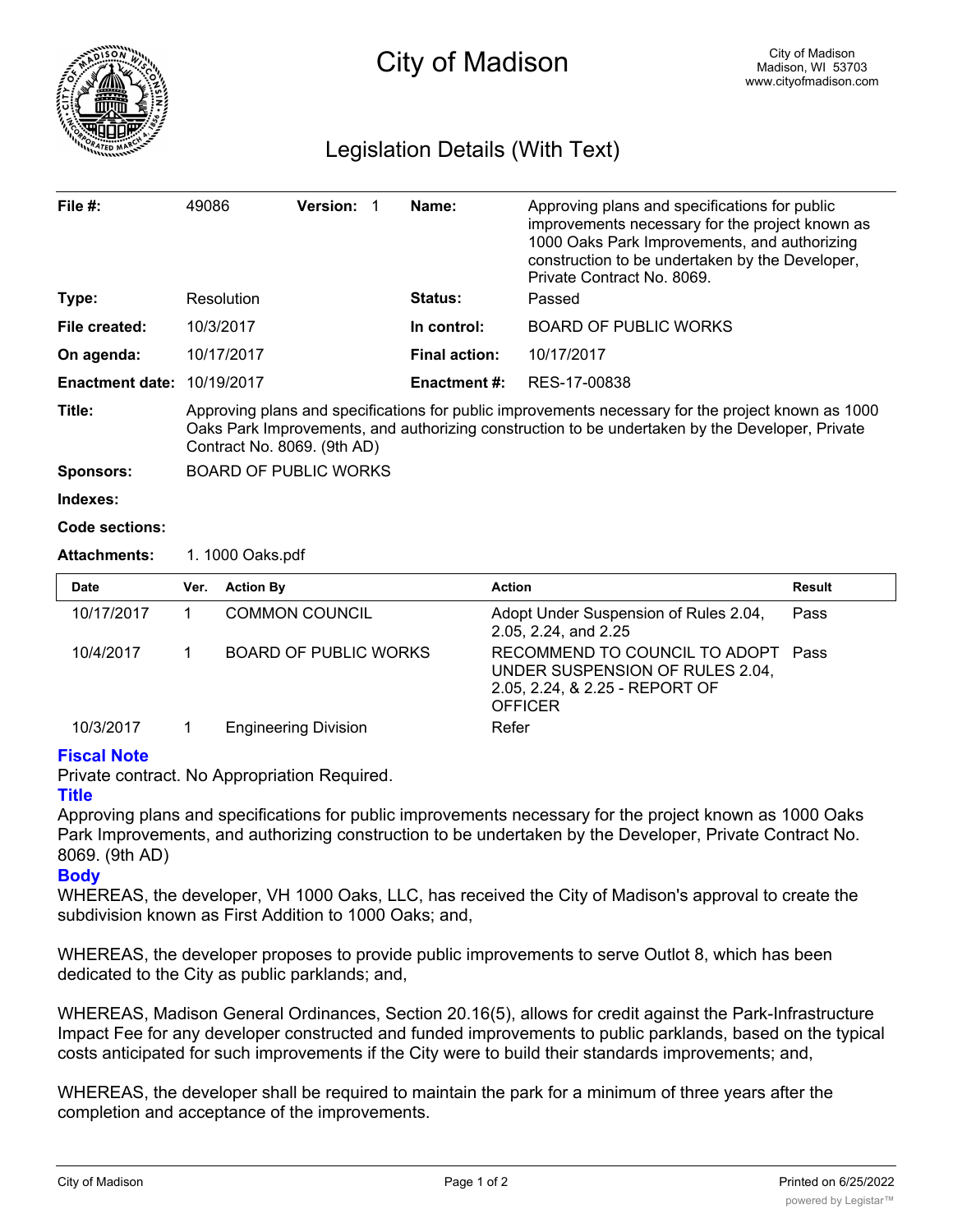# City of Madison

City of Madison
Madison, WI 53703
www.cityofmadison.com

## Legislation Details (With Text)

| | | | | | |
|---|---|---|---|---|---|
| **File #:** | 49086 | **Version:** 1 | | **Name:** | Approving plans and specifications for public improvements necessary for the project known as 1000 Oaks Park Improvements, and authorizing construction to be undertaken by the Developer, Private Contract No. 8069. |
| **Type:** | Resolution | | | **Status:** | Passed |
| **File created:** | 10/3/2017 | | | **In control:** | BOARD OF PUBLIC WORKS |
| **On agenda:** | 10/17/2017 | | | **Final action:** | 10/17/2017 |
| **Enactment date:** | 10/19/2017 | | | **Enactment #:** | RES-17-00838 |

**Title:** Approving plans and specifications for public improvements necessary for the project known as 1000 Oaks Park Improvements, and authorizing construction to be undertaken by the Developer, Private Contract No. 8069. (9th AD)

**Sponsors:** BOARD OF PUBLIC WORKS

**Indexes:**

**Code sections:**

**Attachments:** 1. 1000 Oaks.pdf

| Date | Ver. | Action By | Action | Result |
|---|---|---|---|---|
| 10/17/2017 | 1 | COMMON COUNCIL | Adopt Under Suspension of Rules 2.04, 2.05, 2.24, and 2.25 | Pass |
| 10/4/2017 | 1 | BOARD OF PUBLIC WORKS | RECOMMEND TO COUNCIL TO ADOPT UNDER SUSPENSION OF RULES 2.04, 2.05, 2.24, & 2.25 - REPORT OF OFFICER | Pass |
| 10/3/2017 | 1 | Engineering Division | Refer | |

### Fiscal Note

Private contract. No Appropriation Required.

### Title

Approving plans and specifications for public improvements necessary for the project known as 1000 Oaks Park Improvements, and authorizing construction to be undertaken by the Developer, Private Contract No. 8069. (9th AD)

### Body

WHEREAS, the developer, VH 1000 Oaks, LLC, has received the City of Madison's approval to create the subdivision known as First Addition to 1000 Oaks; and,

WHEREAS, the developer proposes to provide public improvements to serve Outlot 8, which has been dedicated to the City as public parklands; and,

WHEREAS, Madison General Ordinances, Section 20.16(5), allows for credit against the Park-Infrastructure Impact Fee for any developer constructed and funded improvements to public parklands, based on the typical costs anticipated for such improvements if the City were to build their standards improvements; and,

WHEREAS, the developer shall be required to maintain the park for a minimum of three years after the completion and acceptance of the improvements.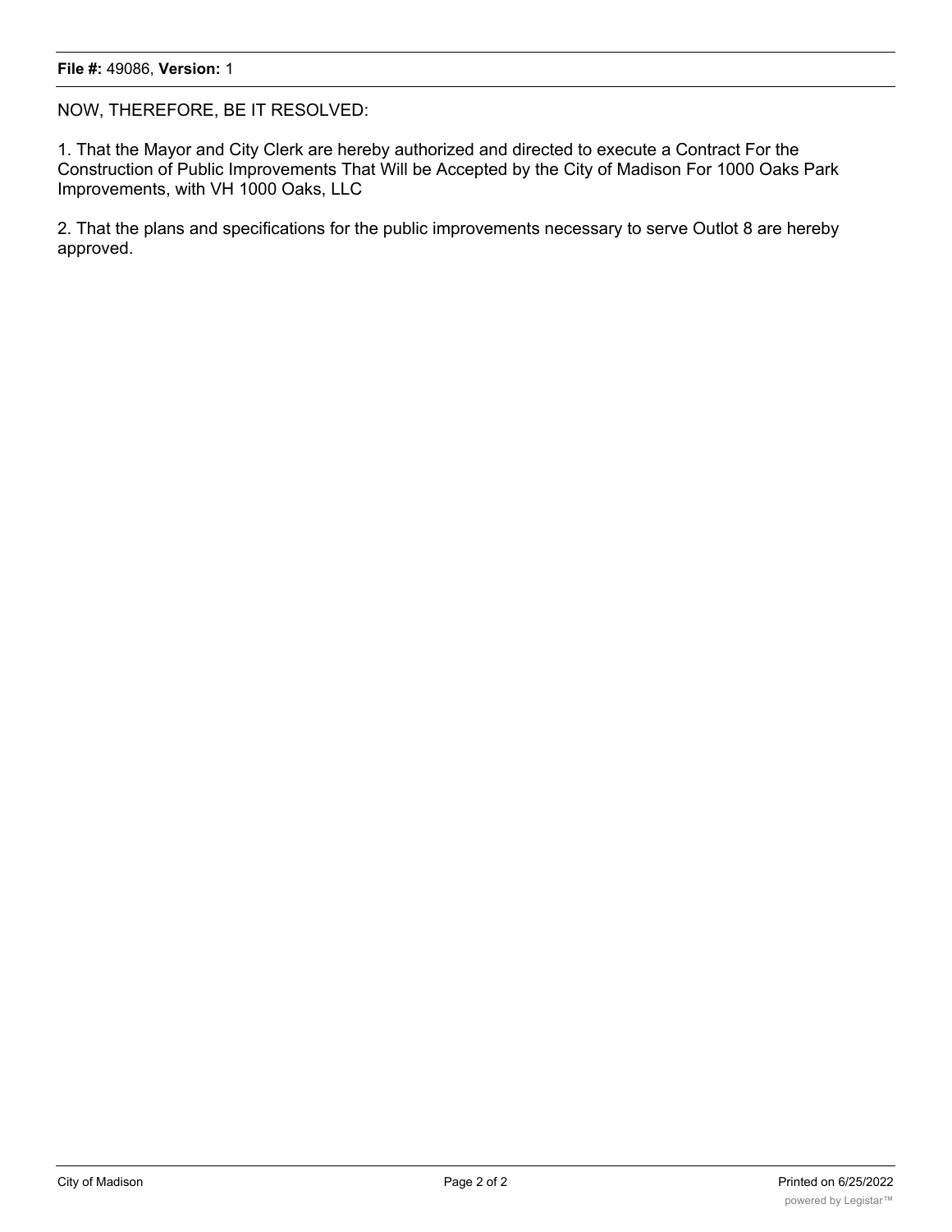NOW, THEREFORE, BE IT RESOLVED:

1. That the Mayor and City Clerk are hereby authorized and directed to execute a Contract For the Construction of Public Improvements That Will be Accepted by the City of Madison For 1000 Oaks Park Improvements, with VH 1000 Oaks, LLC

2. That the plans and specifications for the public improvements necessary to serve Outlot 8 are hereby approved.